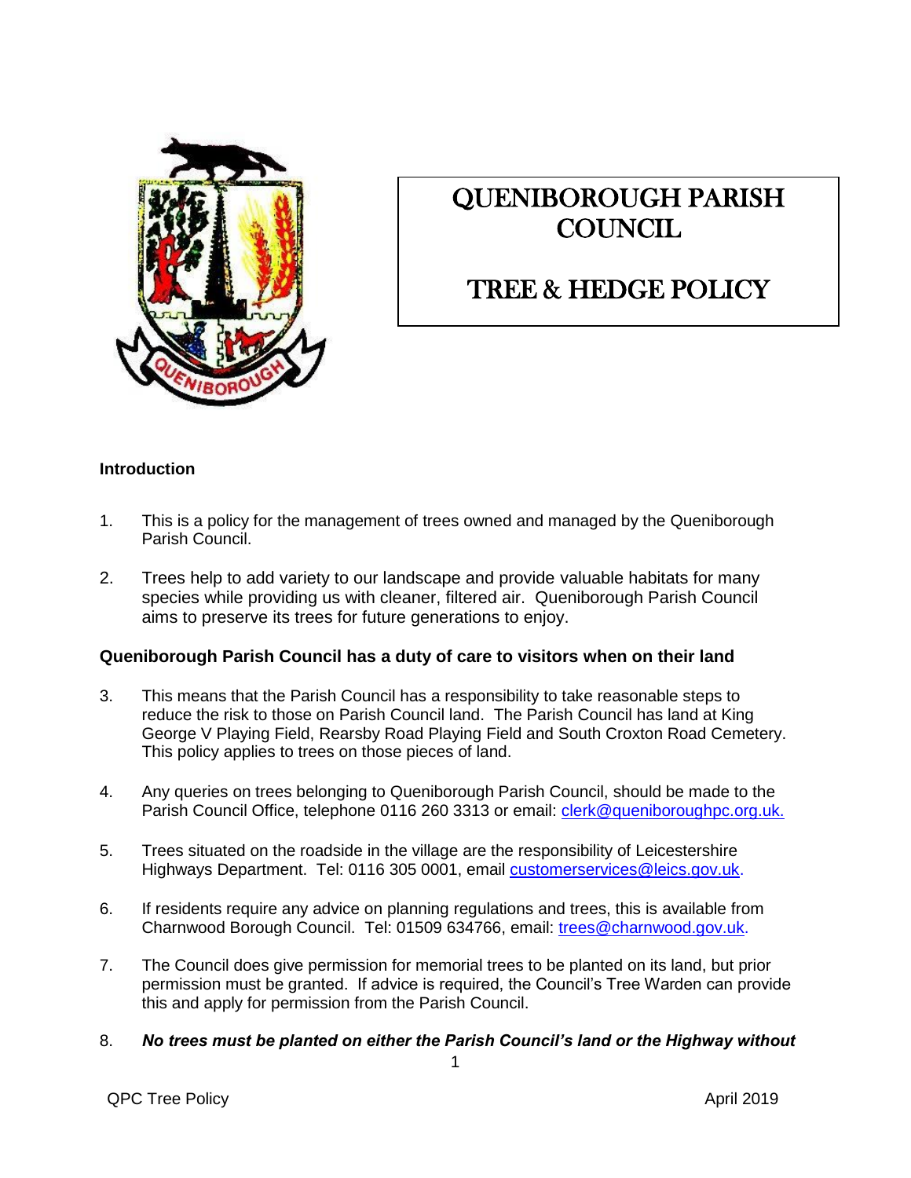# QUENIBOROUGH PARISH COUNCIL

# TREE & HEDGE POLICY

## Introduction

1. This is a policy for the management of trees owned and managed by the Queniborough Parish Council.

2. Trees help to add variety to our landscape and provide valuable habitats for many species while providing us with cleaner, filtered air. Queniborough Parish Council aims to preserve its trees for future generations to enjoy.

## Queniborough Parish Council has a duty of care to visitors when on their land

3. This means that the Parish Council has a responsibility to take reasonable steps to reduce the risk to those on Parish Council land. The Parish Council has land at King George V Playing Field, Rearsby Road Playing Field and South Croxton Road Cemetery. This policy applies to trees on those pieces of land.

4. Any queries on trees belonging to Queniborough Parish Council, should be made to the Parish Council Office, telephone 0116 260 3313 or email: clerk@queniboroughpc.org.uk.

5. Trees situated on the roadside in the village are the responsibility of Leicestershire Highways Department. Tel: 0116 305 0001, email customerservices@leics.gov.uk.

6. If residents require any advice on planning regulations and trees, this is available from Charnwood Borough Council. Tel: 01509 634766, email: trees@charnwood.gov.uk.

7. The Council does give permission for memorial trees to be planted on its land, but prior permission must be granted. If advice is required, the Council's Tree Warden can provide this and apply for permission from the Parish Council.

8. ***No trees must be planted on either the Parish Council's land or the Highway without***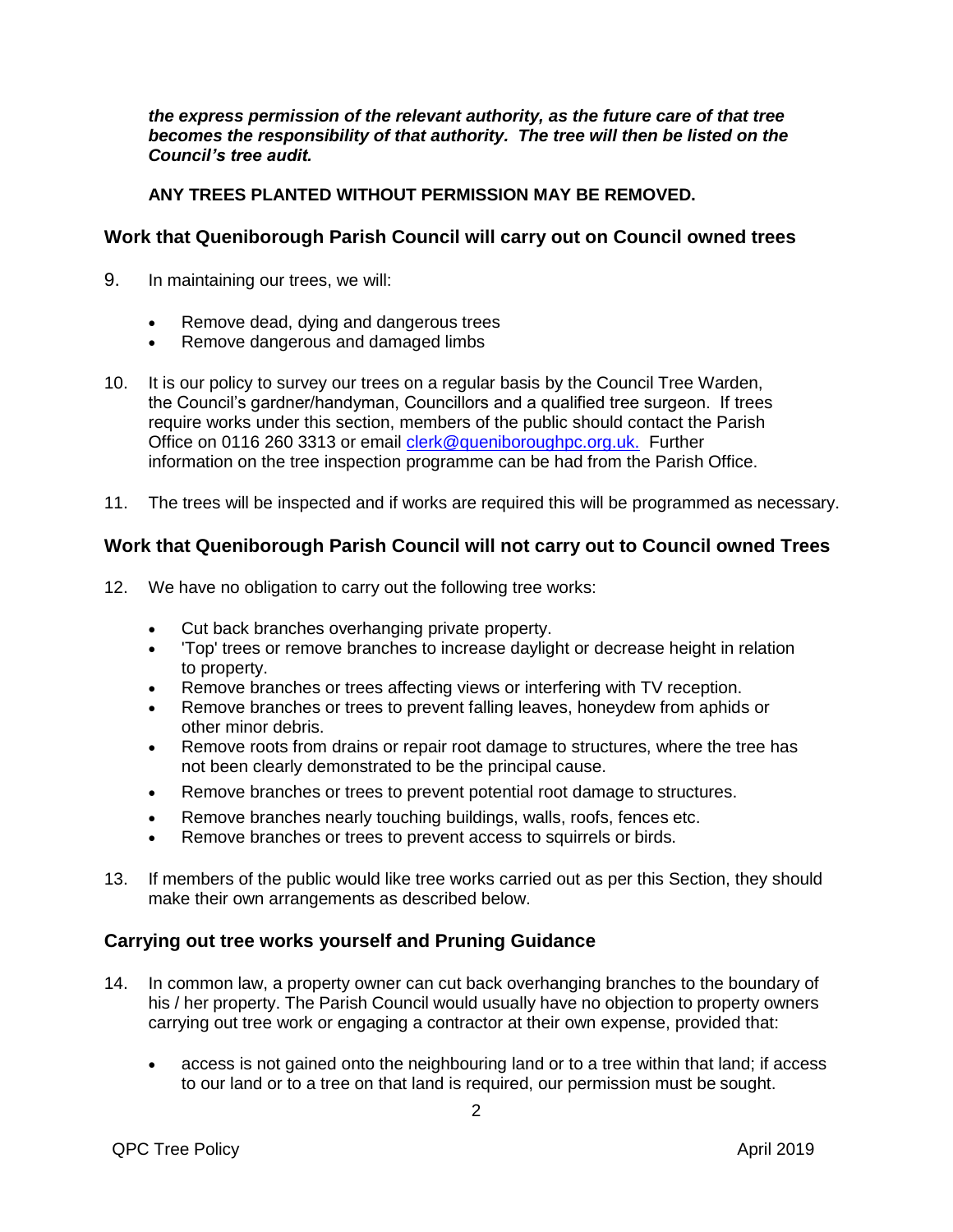***the express permission of the relevant authority, as the future care of that tree becomes the responsibility of that authority. The tree will then be listed on the Council's tree audit.***

**ANY TREES PLANTED WITHOUT PERMISSION MAY BE REMOVED.**

## Work that Queniborough Parish Council will carry out on Council owned trees

9. In maintaining our trees, we will:

   - Remove dead, dying and dangerous trees
   - Remove dangerous and damaged limbs

10. It is our policy to survey our trees on a regular basis by the Council Tree Warden, the Council's gardner/handyman, Councillors and a qualified tree surgeon. If trees require works under this section, members of the public should contact the Parish Office on 0116 260 3313 or email clerk@queniboroughpc.org.uk. Further information on the tree inspection programme can be had from the Parish Office.

11. The trees will be inspected and if works are required this will be programmed as necessary.

## Work that Queniborough Parish Council will not carry out to Council owned Trees

12. We have no obligation to carry out the following tree works:

   - Cut back branches overhanging private property.
   - 'Top' trees or remove branches to increase daylight or decrease height in relation to property.
   - Remove branches or trees affecting views or interfering with TV reception.
   - Remove branches or trees to prevent falling leaves, honeydew from aphids or other minor debris.
   - Remove roots from drains or repair root damage to structures, where the tree has not been clearly demonstrated to be the principal cause.
   - Remove branches or trees to prevent potential root damage to structures.
   - Remove branches nearly touching buildings, walls, roofs, fences etc.
   - Remove branches or trees to prevent access to squirrels or birds.

13. If members of the public would like tree works carried out as per this Section, they should make their own arrangements as described below.

## Carrying out tree works yourself and Pruning Guidance

14. In common law, a property owner can cut back overhanging branches to the boundary of his / her property. The Parish Council would usually have no objection to property owners carrying out tree work or engaging a contractor at their own expense, provided that:

   - access is not gained onto the neighbouring land or to a tree within that land; if access to our land or to a tree on that land is required, our permission must be sought.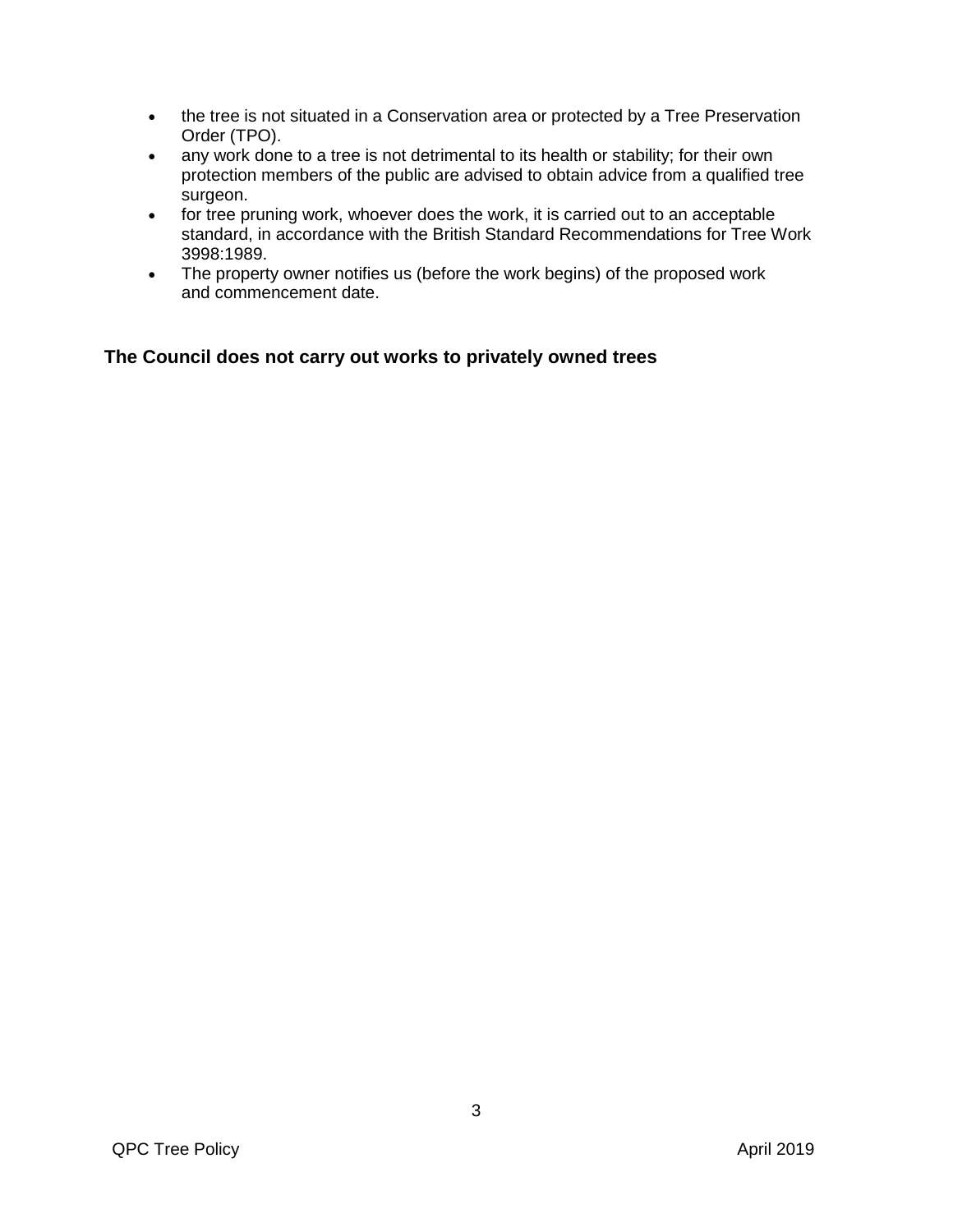- the tree is not situated in a Conservation area or protected by a Tree Preservation Order (TPO).
- any work done to a tree is not detrimental to its health or stability; for their own protection members of the public are advised to obtain advice from a qualified tree surgeon.
- for tree pruning work, whoever does the work, it is carried out to an acceptable standard, in accordance with the British Standard Recommendations for Tree Work 3998:1989.
- The property owner notifies us (before the work begins) of the proposed work and commencement date.

**The Council does not carry out works to privately owned trees**